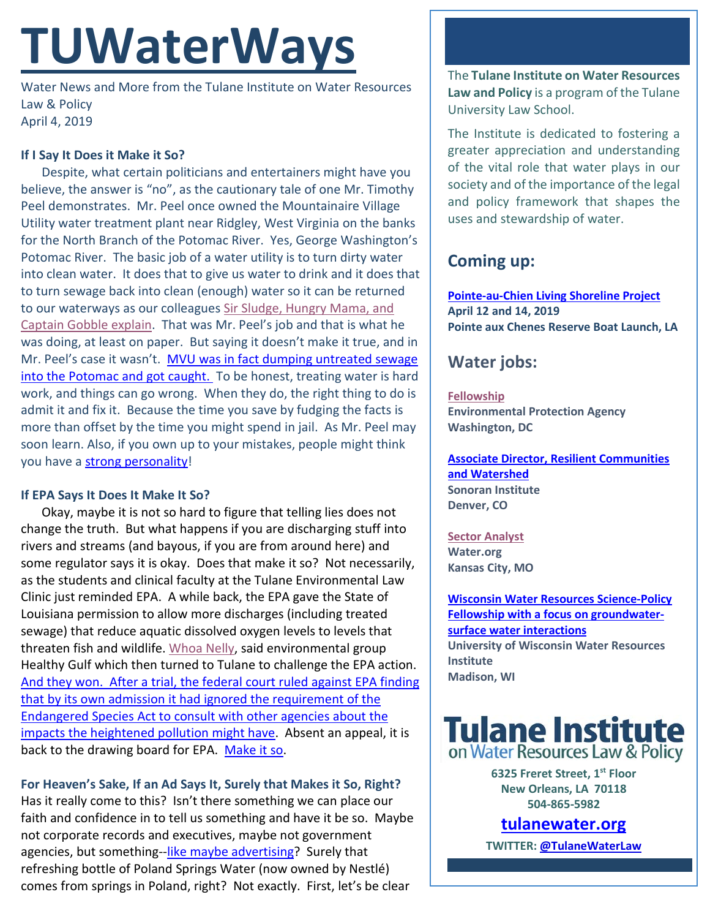# TUWaterWays

Water News and More from the Tulane Institute on Water Resources Law & Policy
April 4, 2019

**If I Say It Does it Make it So?**

Despite, what certain politicians and entertainers might have you believe, the answer is "no", as the cautionary tale of one Mr. Timothy Peel demonstrates. Mr. Peel once owned the Mountainaire Village Utility water treatment plant near Ridgley, West Virginia on the banks for the North Branch of the Potomac River. Yes, George Washington's Potomac River. The basic job of a water utility is to turn dirty water into clean water. It does that to give us water to drink and it does that to turn sewage back into clean (enough) water so it can be returned to our waterways as our colleagues Sir Sludge, Hungry Mama, and Captain Gobble explain. That was Mr. Peel's job and that is what he was doing, at least on paper. But saying it doesn't make it true, and in Mr. Peel's case it wasn't. MVU was in fact dumping untreated sewage into the Potomac and got caught. To be honest, treating water is hard work, and things can go wrong. When they do, the right thing to do is admit it and fix it. Because the time you save by fudging the facts is more than offset by the time you might spend in jail. As Mr. Peel may soon learn. Also, if you own up to your mistakes, people might think you have a strong personality!

**If EPA Says It Does It Make It So?**

Okay, maybe it is not so hard to figure that telling lies does not change the truth. But what happens if you are discharging stuff into rivers and streams (and bayous, if you are from around here) and some regulator says it is okay. Does that make it so? Not necessarily, as the students and clinical faculty at the Tulane Environmental Law Clinic just reminded EPA. A while back, the EPA gave the State of Louisiana permission to allow more discharges (including treated sewage) that reduce aquatic dissolved oxygen levels to levels that threaten fish and wildlife. Whoa Nelly, said environmental group Healthy Gulf which then turned to Tulane to challenge the EPA action. And they won. After a trial, the federal court ruled against EPA finding that by its own admission it had ignored the requirement of the Endangered Species Act to consult with other agencies about the impacts the heightened pollution might have. Absent an appeal, it is back to the drawing board for EPA. Make it so.

**For Heaven's Sake, If an Ad Says It, Surely that Makes it So, Right?**

Has it really come to this? Isn't there something we can place our faith and confidence in to tell us something and have it be so. Maybe not corporate records and executives, maybe not government agencies, but something--like maybe advertising? Surely that refreshing bottle of Poland Springs Water (now owned by Nestlé) comes from springs in Poland, right? Not exactly. First, let's be clear

The **Tulane Institute on Water Resources Law and Policy** is a program of the Tulane University Law School.

The Institute is dedicated to fostering a greater appreciation and understanding of the vital role that water plays in our society and of the importance of the legal and policy framework that shapes the uses and stewardship of water.

## Coming up:

**Pointe-au-Chien Living Shoreline Project**
**April 12 and 14, 2019**
**Pointe aux Chenes Reserve Boat Launch, LA**

## Water jobs:

**Fellowship**
**Environmental Protection Agency**
**Washington, DC**

**Associate Director, Resilient Communities and Watershed**
**Sonoran Institute**
**Denver, CO**

**Sector Analyst**
**Water.org**
**Kansas City, MO**

**Wisconsin Water Resources Science-Policy Fellowship with a focus on groundwater-surface water interactions**
**University of Wisconsin Water Resources Institute**
**Madison, WI**

**Tulane Institute on Water Resources Law & Policy**

**6325 Freret Street, 1st Floor**
**New Orleans, LA 70118**
**504-865-5982**

**tulanewater.org**

**TWITTER: @TulaneWaterLaw**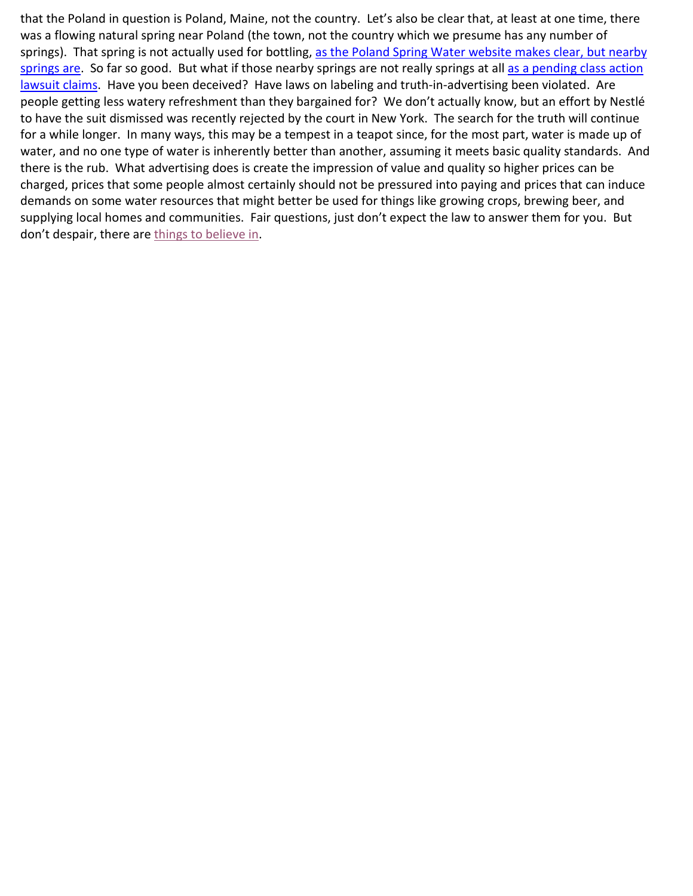that the Poland in question is Poland, Maine, not the country. Let's also be clear that, at least at one time, there was a flowing natural spring near Poland (the town, not the country which we presume has any number of springs). That spring is not actually used for bottling, as the Poland Spring Water website makes clear, but nearby springs are. So far so good. But what if those nearby springs are not really springs at all as a pending class action lawsuit claims. Have you been deceived? Have laws on labeling and truth-in-advertising been violated. Are people getting less watery refreshment than they bargained for? We don't actually know, but an effort by Nestlé to have the suit dismissed was recently rejected by the court in New York. The search for the truth will continue for a while longer. In many ways, this may be a tempest in a teapot since, for the most part, water is made up of water, and no one type of water is inherently better than another, assuming it meets basic quality standards. And there is the rub. What advertising does is create the impression of value and quality so higher prices can be charged, prices that some people almost certainly should not be pressured into paying and prices that can induce demands on some water resources that might better be used for things like growing crops, brewing beer, and supplying local homes and communities. Fair questions, just don't expect the law to answer them for you. But don't despair, there are things to believe in.